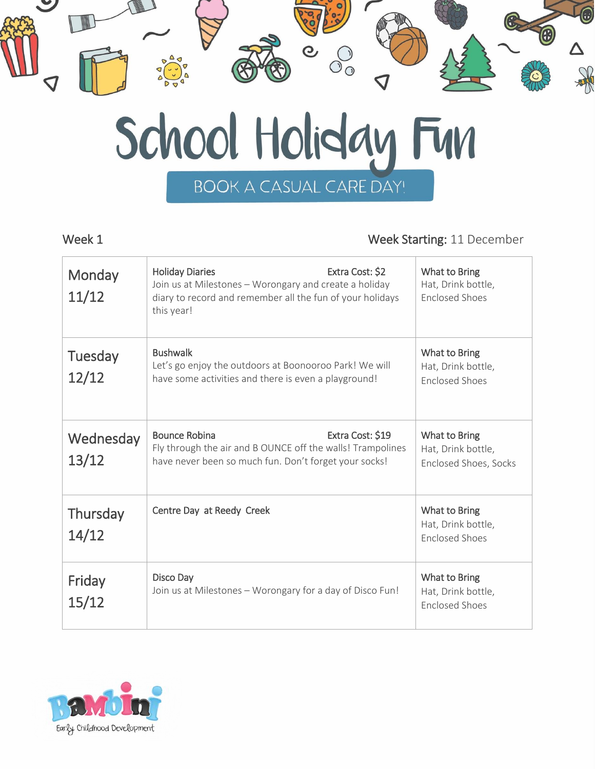# School Holiday Fun

## BOOK A CASUAL CARE DAY!

Week 1 — **Week Starting:** 11 December

| Day | Activity | What to Bring |
|---|---|---|
| Monday 11/12 | Holiday Diaries — Extra Cost: $2<br>Join us at Milestones – Worongary and create a holiday diary to record and remember all the fun of your holidays this year! | What to Bring<br>Hat, Drink bottle, Enclosed Shoes |
| Tuesday 12/12 | Bushwalk<br>Let's go enjoy the outdoors at Boonooroo Park! We will have some activities and there is even a playground! | What to Bring<br>Hat, Drink bottle, Enclosed Shoes |
| Wednesday 13/12 | Bounce Robina — Extra Cost: $19<br>Fly through the air and B OUNCE off the walls! Trampolines have never been so much fun. Don't forget your socks! | What to Bring<br>Hat, Drink bottle, Enclosed Shoes, Socks |
| Thursday 14/12 | Centre Day at Reedy Creek | What to Bring<br>Hat, Drink bottle, Enclosed Shoes |
| Friday 15/12 | Disco Day<br>Join us at Milestones – Worongary for a day of Disco Fun! | What to Bring<br>Hat, Drink bottle, Enclosed Shoes |

Bambini
Early Childhood Development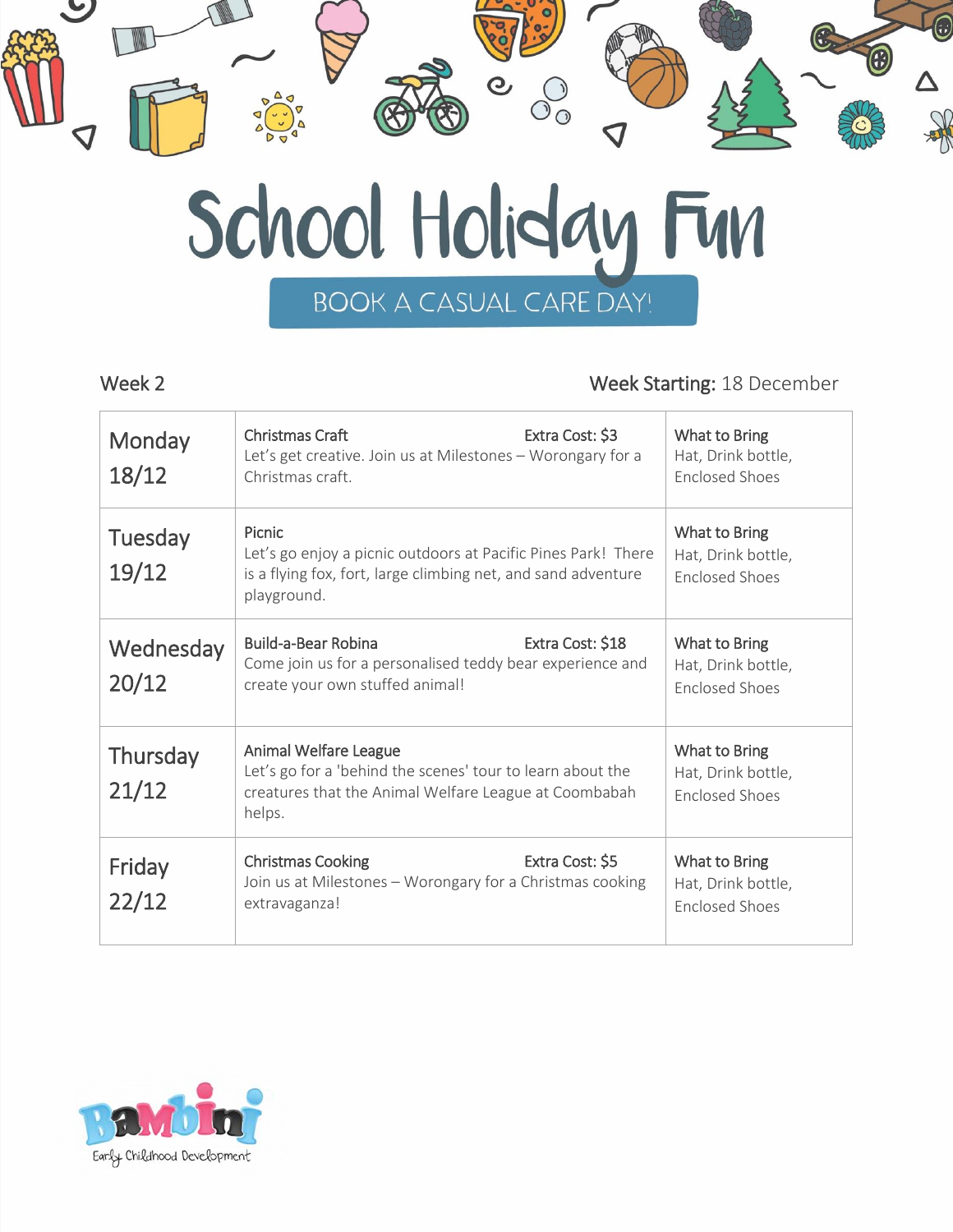# School Holiday Fun

BOOK A CASUAL CARE DAY!

Week 2 — **Week Starting:** 18 December

| Day | Activity | What to Bring |
| --- | --- | --- |
| Monday 18/12 | Christmas Craft — Extra Cost: $3<br>Let's get creative. Join us at Milestones – Worongary for a Christmas craft. | **What to Bring**<br>Hat, Drink bottle, Enclosed Shoes |
| Tuesday 19/12 | Picnic<br>Let's go enjoy a picnic outdoors at Pacific Pines Park! There is a flying fox, fort, large climbing net, and sand adventure playground. | **What to Bring**<br>Hat, Drink bottle, Enclosed Shoes |
| Wednesday 20/12 | Build-a-Bear Robina — Extra Cost: $18<br>Come join us for a personalised teddy bear experience and create your own stuffed animal! | **What to Bring**<br>Hat, Drink bottle, Enclosed Shoes |
| Thursday 21/12 | Animal Welfare League<br>Let's go for a 'behind the scenes' tour to learn about the creatures that the Animal Welfare League at Coombabah helps. | **What to Bring**<br>Hat, Drink bottle, Enclosed Shoes |
| Friday 22/12 | Christmas Cooking — Extra Cost: $5<br>Join us at Milestones – Worongary for a Christmas cooking extravaganza! | **What to Bring**<br>Hat, Drink bottle, Enclosed Shoes |

Bambini Early Childhood Development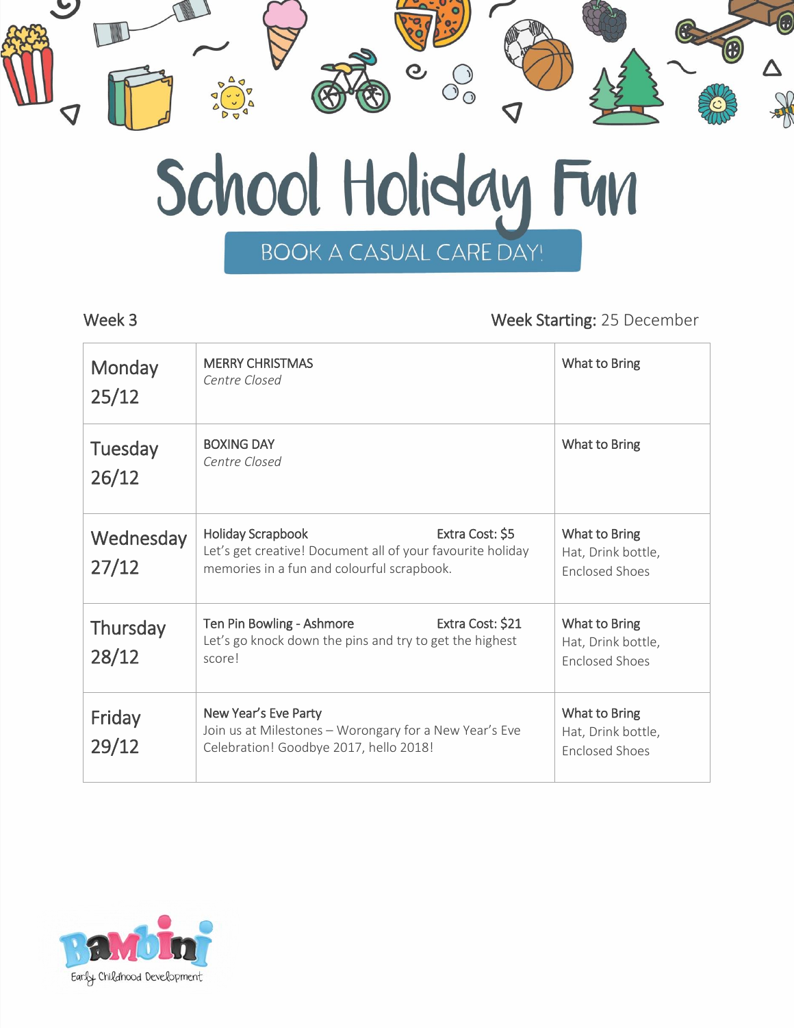# School Holiday Fun

BOOK A CASUAL CARE DAY!

Week 3 | **Week Starting:** 25 December

| Day | Activity | What to Bring |
| --- | --- | --- |
| Monday 25/12 | MERRY CHRISTMAS<br>*Centre Closed* | What to Bring |
| Tuesday 26/12 | BOXING DAY<br>*Centre Closed* | What to Bring |
| Wednesday 27/12 | Holiday Scrapbook — Extra Cost: $5<br>Let's get creative! Document all of your favourite holiday memories in a fun and colourful scrapbook. | What to Bring<br>Hat, Drink bottle, Enclosed Shoes |
| Thursday 28/12 | Ten Pin Bowling - Ashmore — Extra Cost: $21<br>Let's go knock down the pins and try to get the highest score! | What to Bring<br>Hat, Drink bottle, Enclosed Shoes |
| Friday 29/12 | New Year's Eve Party<br>Join us at Milestones – Worongary for a New Year's Eve Celebration! Goodbye 2017, hello 2018! | What to Bring<br>Hat, Drink bottle, Enclosed Shoes |

Bambini Early Childhood Development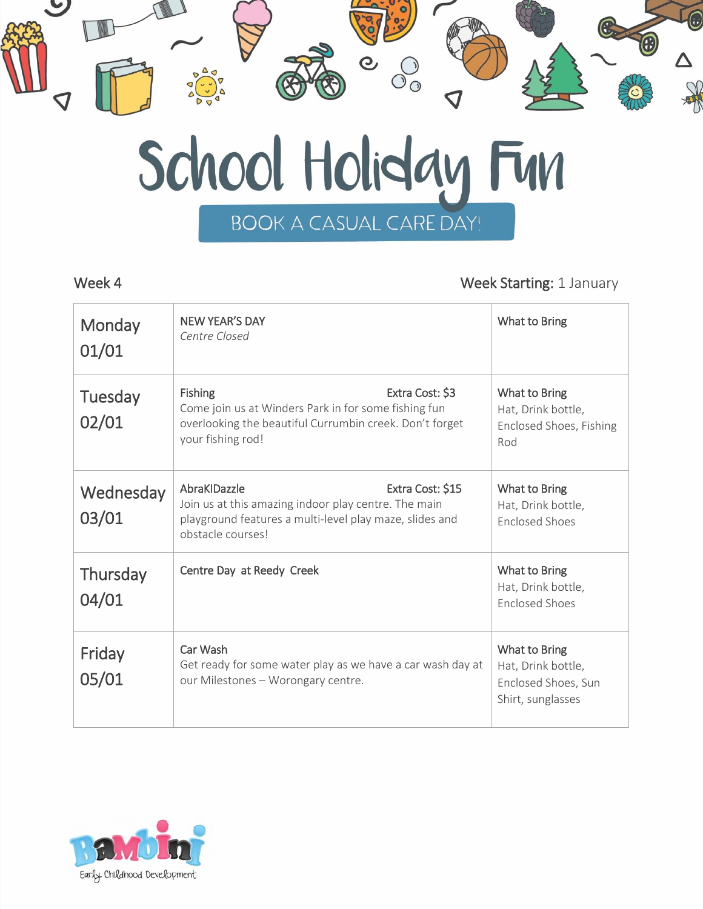# School Holiday Fun

BOOK A CASUAL CARE DAY!

Week 4 | **Week Starting:** 1 January

| Day | Activity | What to Bring |
|---|---|---|
| Monday 01/01 | NEW YEAR'S DAY<br>*Centre Closed* | What to Bring |
| Tuesday 02/01 | Fishing — Extra Cost: $3<br>Come join us at Winders Park in for some fishing fun overlooking the beautiful Currumbin creek. Don't forget your fishing rod! | What to Bring<br>Hat, Drink bottle, Enclosed Shoes, Fishing Rod |
| Wednesday 03/01 | AbraKIDazzle — Extra Cost: $15<br>Join us at this amazing indoor play centre. The main playground features a multi-level play maze, slides and obstacle courses! | What to Bring<br>Hat, Drink bottle, Enclosed Shoes |
| Thursday 04/01 | Centre Day at Reedy Creek | What to Bring<br>Hat, Drink bottle, Enclosed Shoes |
| Friday 05/01 | Car Wash<br>Get ready for some water play as we have a car wash day at our Milestones – Worongary centre. | What to Bring<br>Hat, Drink bottle, Enclosed Shoes, Sun Shirt, sunglasses |

Bambini Early Childhood Development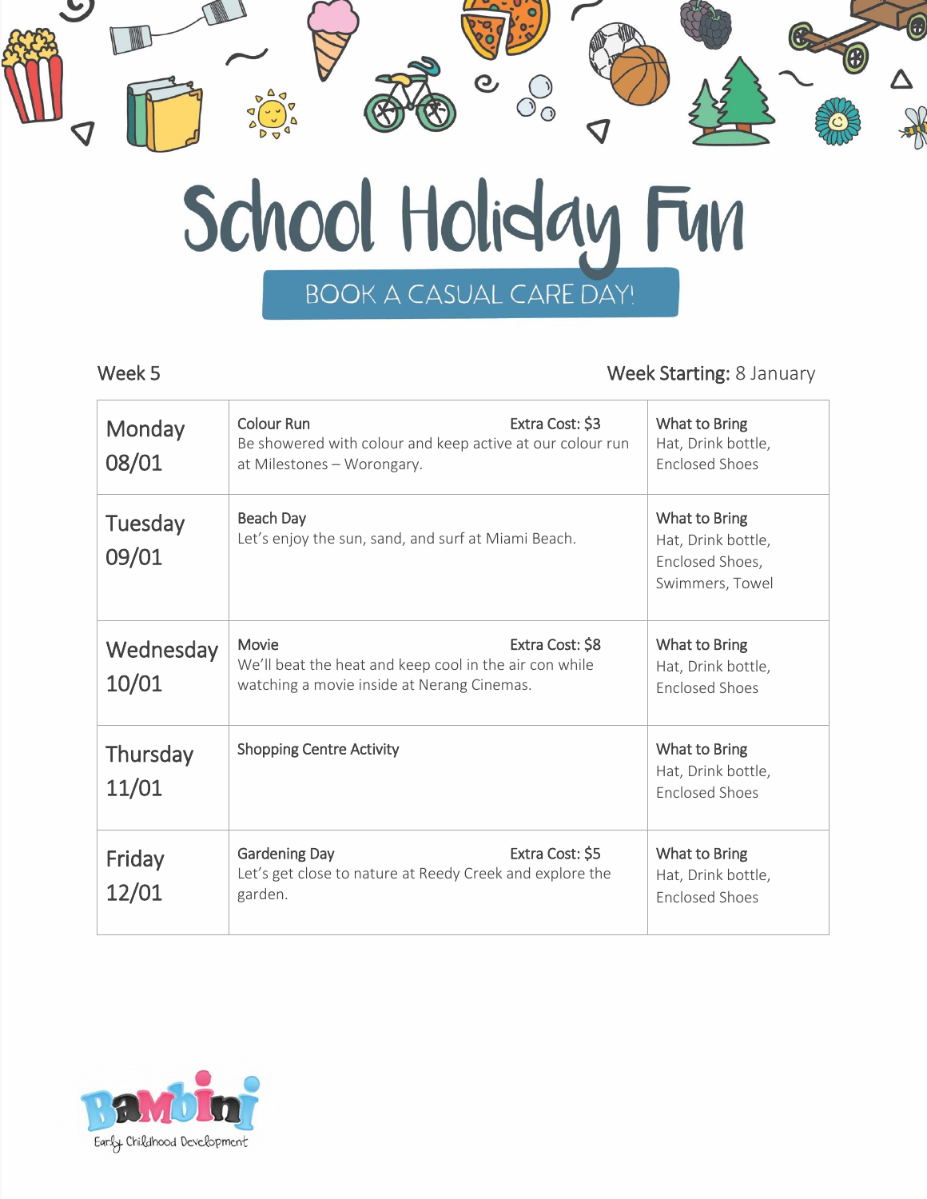# School Holiday Fun

BOOK A CASUAL CARE DAY!

Week 5 | **Week Starting:** 8 January

| Day | Activity | What to Bring |
| --- | --- | --- |
| Monday 08/01 | Colour Run — Extra Cost: $3<br>Be showered with colour and keep active at our colour run at Milestones – Worongary. | What to Bring<br>Hat, Drink bottle, Enclosed Shoes |
| Tuesday 09/01 | Beach Day<br>Let's enjoy the sun, sand, and surf at Miami Beach. | What to Bring<br>Hat, Drink bottle, Enclosed Shoes, Swimmers, Towel |
| Wednesday 10/01 | Movie — Extra Cost: $8<br>We'll beat the heat and keep cool in the air con while watching a movie inside at Nerang Cinemas. | What to Bring<br>Hat, Drink bottle, Enclosed Shoes |
| Thursday 11/01 | Shopping Centre Activity | What to Bring<br>Hat, Drink bottle, Enclosed Shoes |
| Friday 12/01 | Gardening Day — Extra Cost: $5<br>Let's get close to nature at Reedy Creek and explore the garden. | What to Bring<br>Hat, Drink bottle, Enclosed Shoes |

Bambini Early Childhood Development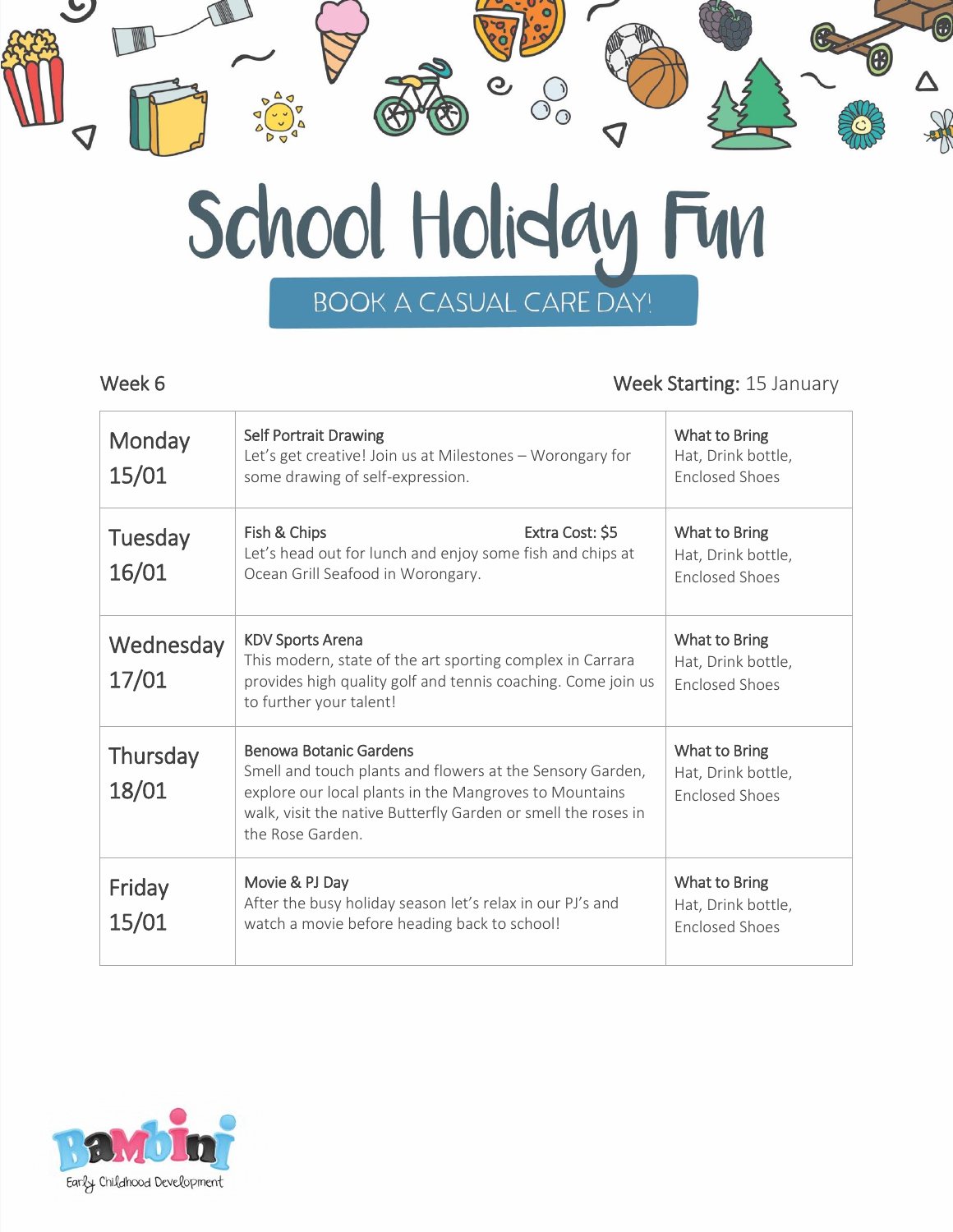# School Holiday Fun

BOOK A CASUAL CARE DAY!

Week 6 **Week Starting:** 15 January

| | | |
|---|---|---|
| Monday 15/01 | Self Portrait Drawing<br>Let's get creative! Join us at Milestones – Worongary for some drawing of self-expression. | What to Bring<br>Hat, Drink bottle, Enclosed Shoes |
| Tuesday 16/01 | Fish & Chips Extra Cost: $5<br>Let's head out for lunch and enjoy some fish and chips at Ocean Grill Seafood in Worongary. | What to Bring<br>Hat, Drink bottle, Enclosed Shoes |
| Wednesday 17/01 | KDV Sports Arena<br>This modern, state of the art sporting complex in Carrara provides high quality golf and tennis coaching. Come join us to further your talent! | What to Bring<br>Hat, Drink bottle, Enclosed Shoes |
| Thursday 18/01 | Benowa Botanic Gardens<br>Smell and touch plants and flowers at the Sensory Garden, explore our local plants in the Mangroves to Mountains walk, visit the native Butterfly Garden or smell the roses in the Rose Garden. | What to Bring<br>Hat, Drink bottle, Enclosed Shoes |
| Friday 15/01 | Movie & PJ Day<br>After the busy holiday season let's relax in our PJ's and watch a movie before heading back to school! | What to Bring<br>Hat, Drink bottle, Enclosed Shoes |

Bambini Early Childhood Development